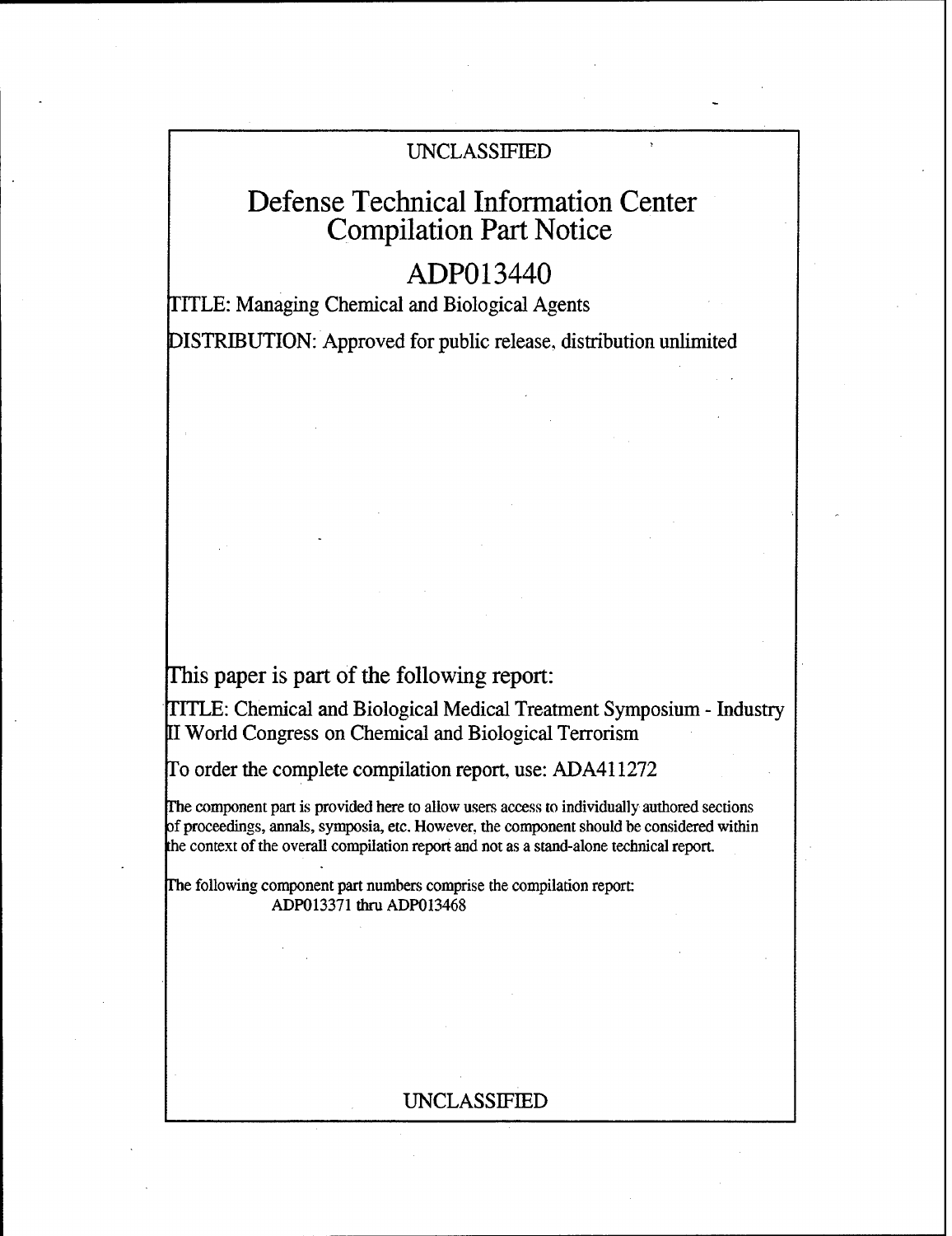UNCLASSIFIED

# Defense Technical Information Center Compilation Part Notice

## ADP013440

TITLE: Managing Chemical and Biological Agents

DISTRIBUTION: Approved for public release, distribution unlimited

This paper is part of the following report:

TITLE: Chemical and Biological Medical Treatment Symposium - Industry II World Congress on Chemical and Biological Terrorism

To order the complete compilation report, use: ADA411272

The component part is provided here to allow users access to individually authored sections of proceedings, annals, symposia, etc. However, the component should be considered within the context of the overall compilation report and not as a stand-alone technical report.

The following component part numbers comprise the compilation report:
ADP013371 thru ADP013468

UNCLASSIFIED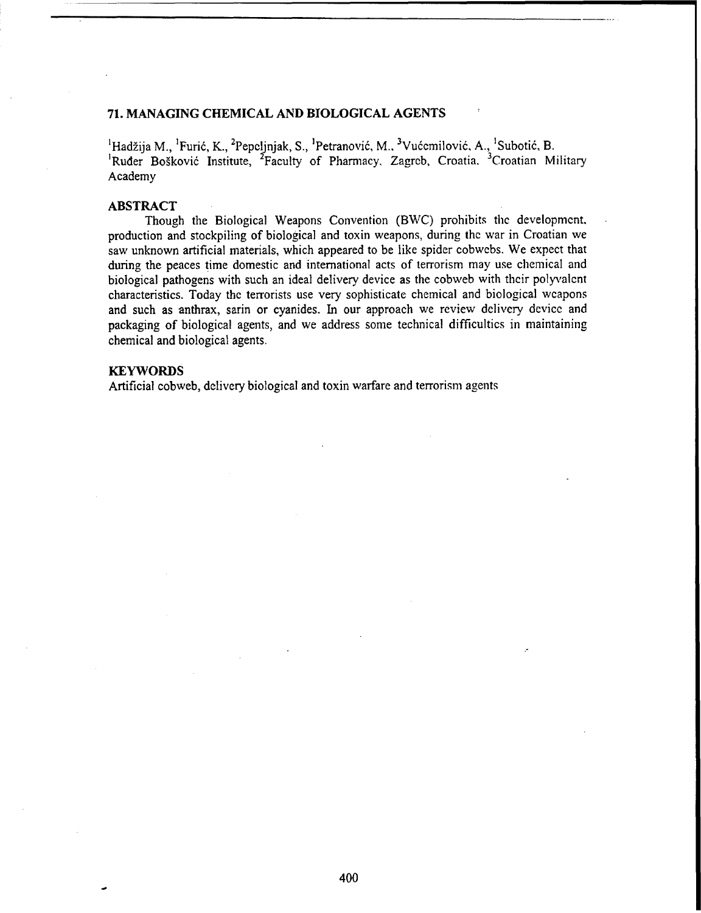## 71. MANAGING CHEMICAL AND BIOLOGICAL AGENTS

[1]Hadžija M., [1]Furić, K., [2]Pepeljnjak, S., [1]Petranović, M., [3]Vućemilović, A., [1]Subotić, B.
[1]Ruđer Bošković Institute, [2]Faculty of Pharmacy, Zagreb, Croatia, [3]Croatian Military Academy

### ABSTRACT

Though the Biological Weapons Convention (BWC) prohibits the development, production and stockpiling of biological and toxin weapons, during the war in Croatian we saw unknown artificial materials, which appeared to be like spider cobwebs. We expect that during the peaces time domestic and international acts of terrorism may use chemical and biological pathogens with such an ideal delivery device as the cobweb with their polyvalent characteristics. Today the terrorists use very sophisticate chemical and biological weapons and such as anthrax, sarin or cyanides. In our approach we review delivery device and packaging of biological agents, and we address some technical difficulties in maintaining chemical and biological agents.

### KEYWORDS

Artificial cobweb, delivery biological and toxin warfare and terrorism agents